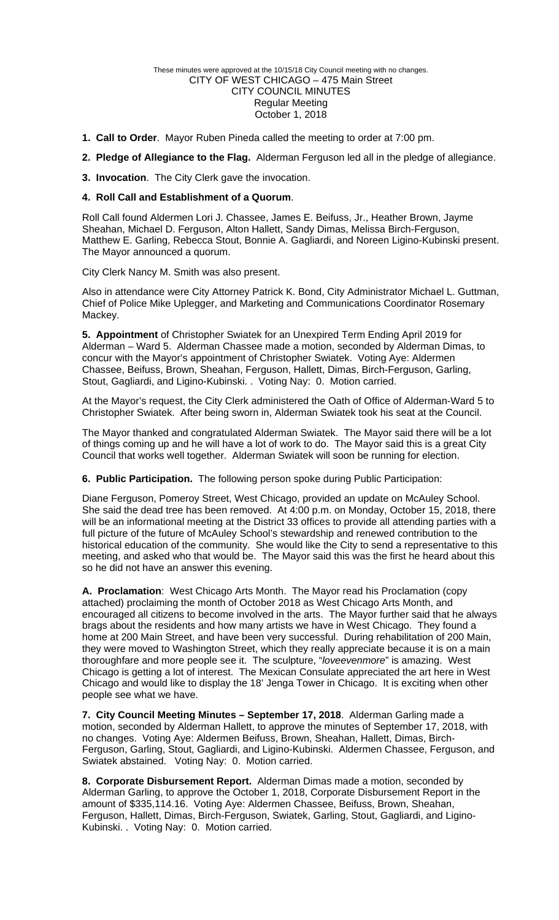These minutes were approved at the 10/15/18 City Council meeting with no changes.

CITY OF WEST CHICAGO – 475 Main Street

CITY COUNCIL MINUTES

Regular Meeting

October 1, 2018

1. **Call to Order**. Mayor Ruben Pineda called the meeting to order at 7:00 pm.

2. **Pledge of Allegiance to the Flag.** Alderman Ferguson led all in the pledge of allegiance.

3. **Invocation**. The City Clerk gave the invocation.

4. **Roll Call and Establishment of a Quorum**.

Roll Call found Aldermen Lori J. Chassee, James E. Beifuss, Jr., Heather Brown, Jayme Sheahan, Michael D. Ferguson, Alton Hallett, Sandy Dimas, Melissa Birch-Ferguson, Matthew E. Garling, Rebecca Stout, Bonnie A. Gagliardi, and Noreen Ligino-Kubinski present. The Mayor announced a quorum.

City Clerk Nancy M. Smith was also present.

Also in attendance were City Attorney Patrick K. Bond, City Administrator Michael L. Guttman, Chief of Police Mike Uplegger, and Marketing and Communications Coordinator Rosemary Mackey.

**5. Appointment** of Christopher Swiatek for an Unexpired Term Ending April 2019 for Alderman – Ward 5. Alderman Chassee made a motion, seconded by Alderman Dimas, to concur with the Mayor's appointment of Christopher Swiatek. Voting Aye: Aldermen Chassee, Beifuss, Brown, Sheahan, Ferguson, Hallett, Dimas, Birch-Ferguson, Garling, Stout, Gagliardi, and Ligino-Kubinski. . Voting Nay: 0. Motion carried.

At the Mayor's request, the City Clerk administered the Oath of Office of Alderman-Ward 5 to Christopher Swiatek. After being sworn in, Alderman Swiatek took his seat at the Council.

The Mayor thanked and congratulated Alderman Swiatek. The Mayor said there will be a lot of things coming up and he will have a lot of work to do. The Mayor said this is a great City Council that works well together. Alderman Swiatek will soon be running for election.

**6. Public Participation.** The following person spoke during Public Participation:

Diane Ferguson, Pomeroy Street, West Chicago, provided an update on McAuley School. She said the dead tree has been removed. At 4:00 p.m. on Monday, October 15, 2018, there will be an informational meeting at the District 33 offices to provide all attending parties with a full picture of the future of McAuley School's stewardship and renewed contribution to the historical education of the community. She would like the City to send a representative to this meeting, and asked who that would be. The Mayor said this was the first he heard about this so he did not have an answer this evening.

**A. Proclamation**: West Chicago Arts Month. The Mayor read his Proclamation (copy attached) proclaiming the month of October 2018 as West Chicago Arts Month, and encouraged all citizens to become involved in the arts. The Mayor further said that he always brags about the residents and how many artists we have in West Chicago. They found a home at 200 Main Street, and have been very successful. During rehabilitation of 200 Main, they were moved to Washington Street, which they really appreciate because it is on a main thoroughfare and more people see it. The sculpture, "*loveevenmore*" is amazing. West Chicago is getting a lot of interest. The Mexican Consulate appreciated the art here in West Chicago and would like to display the 18' Jenga Tower in Chicago. It is exciting when other people see what we have.

**7. City Council Meeting Minutes – September 17, 2018**. Alderman Garling made a motion, seconded by Alderman Hallett, to approve the minutes of September 17, 2018, with no changes. Voting Aye: Aldermen Beifuss, Brown, Sheahan, Hallett, Dimas, Birch-Ferguson, Garling, Stout, Gagliardi, and Ligino-Kubinski. Aldermen Chassee, Ferguson, and Swiatek abstained. Voting Nay: 0. Motion carried.

**8. Corporate Disbursement Report.** Alderman Dimas made a motion, seconded by Alderman Garling, to approve the October 1, 2018, Corporate Disbursement Report in the amount of $335,114.16. Voting Aye: Aldermen Chassee, Beifuss, Brown, Sheahan, Ferguson, Hallett, Dimas, Birch-Ferguson, Swiatek, Garling, Stout, Gagliardi, and Ligino-Kubinski. . Voting Nay: 0. Motion carried.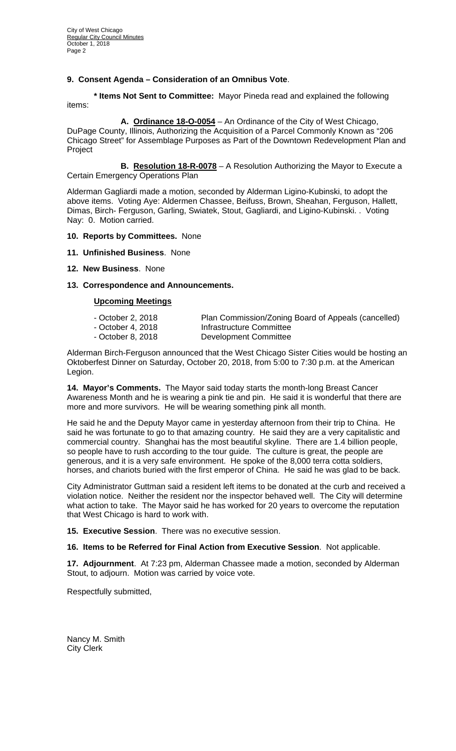**9. Consent Agenda – Consideration of an Omnibus Vote**.

**\* Items Not Sent to Committee:** Mayor Pineda read and explained the following items:

**A. <u>Ordinance 18-O-0054</u>** – An Ordinance of the City of West Chicago, DuPage County, Illinois, Authorizing the Acquisition of a Parcel Commonly Known as "206 Chicago Street" for Assemblage Purposes as Part of the Downtown Redevelopment Plan and Project

**B. <u>Resolution 18-R-0078</u>** – A Resolution Authorizing the Mayor to Execute a Certain Emergency Operations Plan

Alderman Gagliardi made a motion, seconded by Alderman Ligino-Kubinski, to adopt the above items. Voting Aye: Aldermen Chassee, Beifuss, Brown, Sheahan, Ferguson, Hallett, Dimas, Birch- Ferguson, Garling, Swiatek, Stout, Gagliardi, and Ligino-Kubinski. . Voting Nay: 0. Motion carried.

**10. Reports by Committees.** None

**11. Unfinished Business**. None

**12. New Business**. None

**13. Correspondence and Announcements.**

**<u>Upcoming Meetings</u>**

| | |
|---|---|
| - October 2, 2018 | Plan Commission/Zoning Board of Appeals (cancelled) |
| - October 4, 2018 | Infrastructure Committee |
| - October 8, 2018 | Development Committee |

Alderman Birch-Ferguson announced that the West Chicago Sister Cities would be hosting an Oktoberfest Dinner on Saturday, October 20, 2018, from 5:00 to 7:30 p.m. at the American Legion.

**14. Mayor's Comments.** The Mayor said today starts the month-long Breast Cancer Awareness Month and he is wearing a pink tie and pin. He said it is wonderful that there are more and more survivors. He will be wearing something pink all month.

He said he and the Deputy Mayor came in yesterday afternoon from their trip to China. He said he was fortunate to go to that amazing country. He said they are a very capitalistic and commercial country. Shanghai has the most beautiful skyline. There are 1.4 billion people, so people have to rush according to the tour guide. The culture is great, the people are generous, and it is a very safe environment. He spoke of the 8,000 terra cotta soldiers, horses, and chariots buried with the first emperor of China. He said he was glad to be back.

City Administrator Guttman said a resident left items to be donated at the curb and received a violation notice. Neither the resident nor the inspector behaved well. The City will determine what action to take. The Mayor said he has worked for 20 years to overcome the reputation that West Chicago is hard to work with.

**15. Executive Session**. There was no executive session.

**16. Items to be Referred for Final Action from Executive Session**. Not applicable.

**17. Adjournment**. At 7:23 pm, Alderman Chassee made a motion, seconded by Alderman Stout, to adjourn. Motion was carried by voice vote.

Respectfully submitted,

Nancy M. Smith
City Clerk